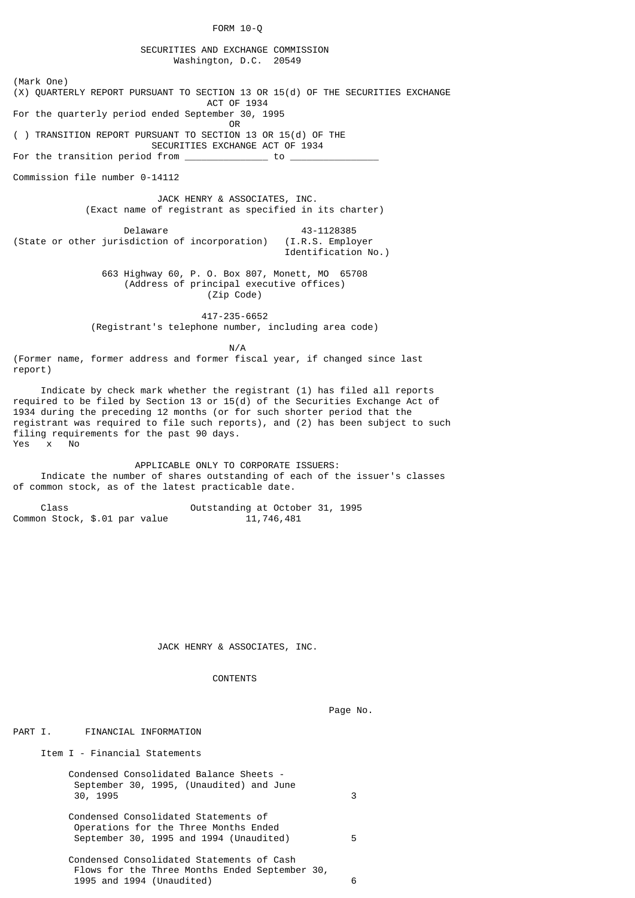FORM 10-Q

SECURITIES AND EXCHANGE COMMISSION
Washington, D.C. 20549

(Mark One)

(X) QUARTERLY REPORT PURSUANT TO SECTION 13 OR 15(d) OF THE SECURITIES EXCHANGE ACT OF 1934

For the quarterly period ended September 30, 1995

OR

( ) TRANSITION REPORT PURSUANT TO SECTION 13 OR 15(d) OF THE SECURITIES EXCHANGE ACT OF 1934

For the transition period from ______________ to _______________

Commission file number 0-14112

JACK HENRY & ASSOCIATES, INC.
(Exact name of registrant as specified in its charter)

| Delaware | 43-1128385 |
|---|---|
| (State or other jurisdiction of incorporation) | (I.R.S. Employer Identification No.) |

663 Highway 60, P. O. Box 807, Monett, MO 65708
(Address of principal executive offices)
(Zip Code)

417-235-6652
(Registrant's telephone number, including area code)

N/A
(Former name, former address and former fiscal year, if changed since last report)

Indicate by check mark whether the registrant (1) has filed all reports required to be filed by Section 13 or 15(d) of the Securities Exchange Act of 1934 during the preceding 12 months (or for such shorter period that the registrant was required to file such reports), and (2) has been subject to such filing requirements for the past 90 days.
Yes x No

APPLICABLE ONLY TO CORPORATE ISSUERS:

Indicate the number of shares outstanding of each of the issuer's classes of common stock, as of the latest practicable date.

| Class | Outstanding at October 31, 1995 |
|---|---|
| Common Stock, $.01 par value | 11,746,481 |

JACK HENRY & ASSOCIATES, INC.

CONTENTS

| | Page No. |
|---|---|
| PART I. FINANCIAL INFORMATION | |
| Item I - Financial Statements | |
| Condensed Consolidated Balance Sheets - September 30, 1995, (Unaudited) and June 30, 1995 | 3 |
| Condensed Consolidated Statements of Operations for the Three Months Ended September 30, 1995 and 1994 (Unaudited) | 5 |
| Condensed Consolidated Statements of Cash Flows for the Three Months Ended September 30, 1995 and 1994 (Unaudited) | 6 |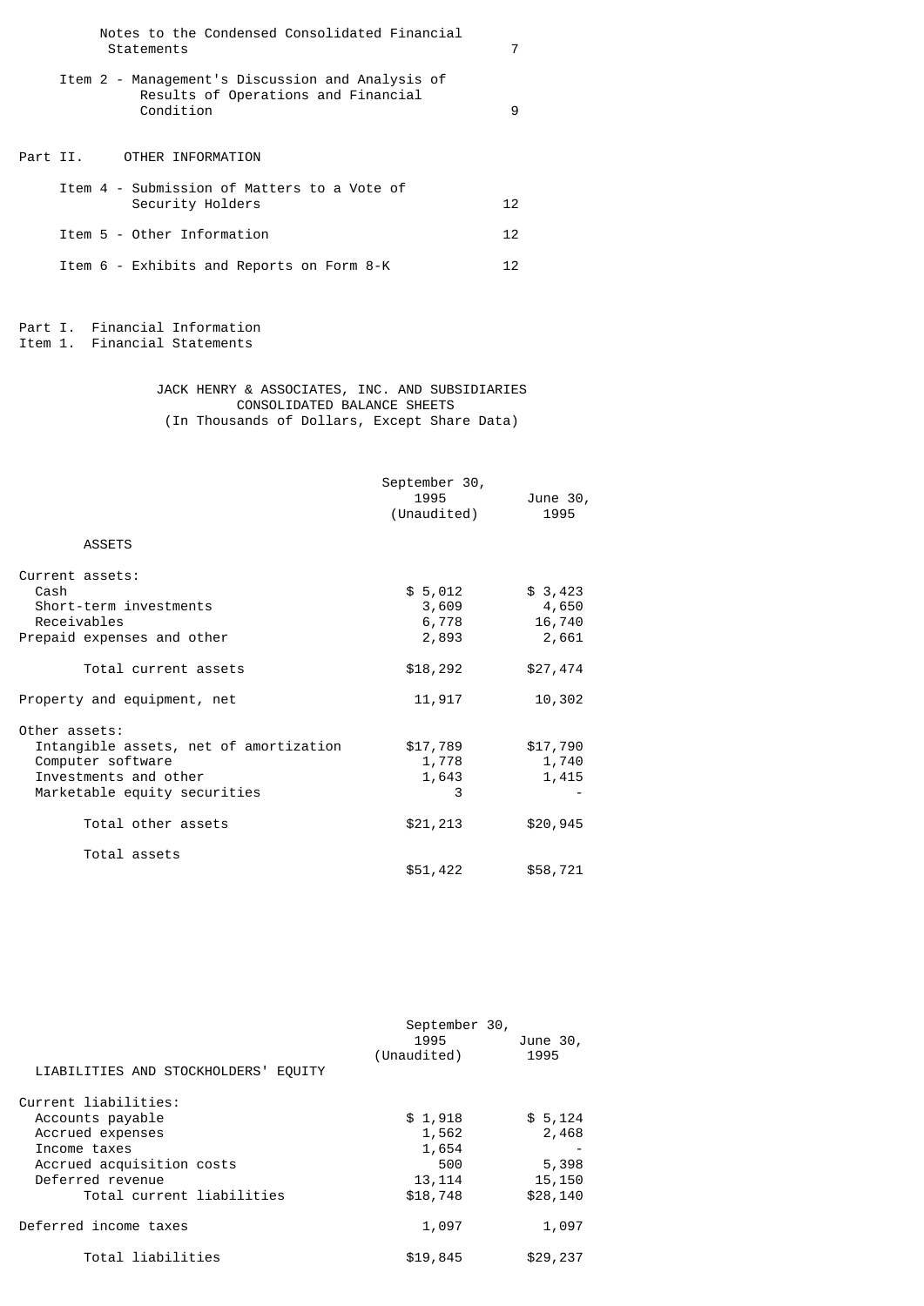| | |
|---|---|
| Notes to the Condensed Consolidated Financial Statements | 7 |
| Item 2 - Management's Discussion and Analysis of Results of Operations and Financial Condition | 9 |

Part II. OTHER INFORMATION

| | |
|---|---|
| Item 4 - Submission of Matters to a Vote of Security Holders | 12 |
| Item 5 - Other Information | 12 |
| Item 6 - Exhibits and Reports on Form 8-K | 12 |

Part I. Financial Information
Item 1. Financial Statements

JACK HENRY & ASSOCIATES, INC. AND SUBSIDIARIES
CONSOLIDATED BALANCE SHEETS
(In Thousands of Dollars, Except Share Data)

| | September 30, 1995 (Unaudited) | June 30, 1995 |
|---|---|---|
| **ASSETS** | | |
| Current assets: | | |
| Cash | $ 5,012 | $ 3,423 |
| Short-term investments | 3,609 | 4,650 |
| Receivables | 6,778 | 16,740 |
| Prepaid expenses and other | 2,893 | 2,661 |
| Total current assets | $18,292 | $27,474 |
| Property and equipment, net | 11,917 | 10,302 |
| Other assets: | | |
| Intangible assets, net of amortization | $17,789 | $17,790 |
| Computer software | 1,778 | 1,740 |
| Investments and other | 1,643 | 1,415 |
| Marketable equity securities | 3 | - |
| Total other assets | $21,213 | $20,945 |
| Total assets | $51,422 | $58,721 |

| | September 30, 1995 (Unaudited) | June 30, 1995 |
|---|---|---|
| **LIABILITIES AND STOCKHOLDERS' EQUITY** | | |
| Current liabilities: | | |
| Accounts payable | $ 1,918 | $ 5,124 |
| Accrued expenses | 1,562 | 2,468 |
| Income taxes | 1,654 | - |
| Accrued acquisition costs | 500 | 5,398 |
| Deferred revenue | 13,114 | 15,150 |
| Total current liabilities | $18,748 | $28,140 |
| Deferred income taxes | 1,097 | 1,097 |
| Total liabilities | $19,845 | $29,237 |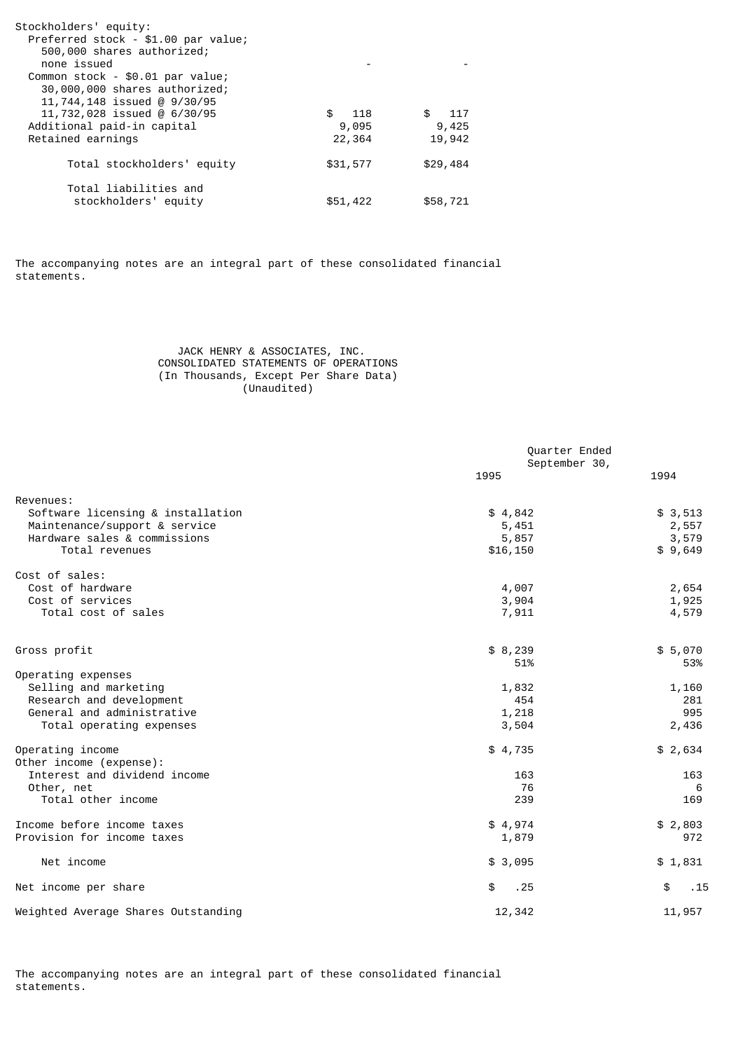| | | |
|---|---|---|
| Stockholders' equity: | | |
| Preferred stock - $1.00 par value; 500,000 shares authorized; none issued | - | - |
| Common stock - $0.01 par value; 30,000,000 shares authorized; 11,744,148 issued @ 9/30/95 11,732,028 issued @ 6/30/95 | $ 118 | $ 117 |
| Additional paid-in capital | 9,095 | 9,425 |
| Retained earnings | 22,364 | 19,942 |
| Total stockholders' equity | $31,577 | $29,484 |
| Total liabilities and stockholders' equity | $51,422 | $58,721 |

The accompanying notes are an integral part of these consolidated financial statements.

JACK HENRY & ASSOCIATES, INC.
CONSOLIDATED STATEMENTS OF OPERATIONS
(In Thousands, Except Per Share Data)
(Unaudited)

| | Quarter Ended September 30, | |
|---|---|---|
| | 1995 | 1994 |
| Revenues: | | |
| Software licensing & installation | $ 4,842 | $ 3,513 |
| Maintenance/support & service | 5,451 | 2,557 |
| Hardware sales & commissions | 5,857 | 3,579 |
| Total revenues | $16,150 | $ 9,649 |
| Cost of sales: | | |
| Cost of hardware | 4,007 | 2,654 |
| Cost of services | 3,904 | 1,925 |
| Total cost of sales | 7,911 | 4,579 |
| Gross profit | $ 8,239 | $ 5,070 |
| | 51% | 53% |
| Operating expenses | | |
| Selling and marketing | 1,832 | 1,160 |
| Research and development | 454 | 281 |
| General and administrative | 1,218 | 995 |
| Total operating expenses | 3,504 | 2,436 |
| Operating income | $ 4,735 | $ 2,634 |
| Other income (expense): | | |
| Interest and dividend income | 163 | 163 |
| Other, net | 76 | 6 |
| Total other income | 239 | 169 |
| Income before income taxes | $ 4,974 | $ 2,803 |
| Provision for income taxes | 1,879 | 972 |
| Net income | $ 3,095 | $ 1,831 |
| Net income per share | $ .25 | $ .15 |
| Weighted Average Shares Outstanding | 12,342 | 11,957 |

The accompanying notes are an integral part of these consolidated financial statements.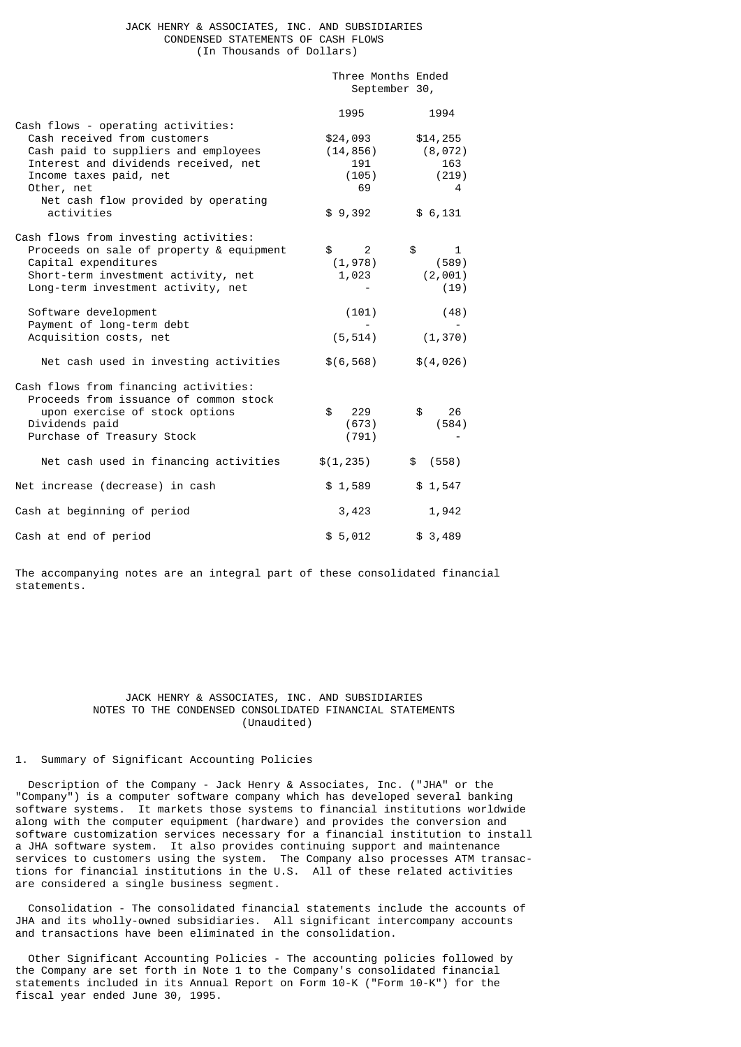# JACK HENRY & ASSOCIATES, INC. AND SUBSIDIARIES
## CONDENSED STATEMENTS OF CASH FLOWS
### (In Thousands of Dollars)

| | Three Months Ended September 30, | |
|---|---|---|
| | 1995 | 1994 |
| Cash flows - operating activities: | | |
| Cash received from customers | $24,093 | $14,255 |
| Cash paid to suppliers and employees | (14,856) | (8,072) |
| Interest and dividends received, net | 191 | 163 |
| Income taxes paid, net | (105) | (219) |
| Other, net | 69 | 4 |
| Net cash flow provided by operating activities | $ 9,392 | $ 6,131 |
| Cash flows from investing activities: | | |
| Proceeds on sale of property & equipment | $ 2 | $ 1 |
| Capital expenditures | (1,978) | (589) |
| Short-term investment activity, net | 1,023 | (2,001) |
| Long-term investment activity, net | - | (19) |
| Software development | (101) | (48) |
| Payment of long-term debt | - | - |
| Acquisition costs, net | (5,514) | (1,370) |
| Net cash used in investing activities | $(6,568) | $(4,026) |
| Cash flows from financing activities: | | |
| Proceeds from issuance of common stock upon exercise of stock options | $ 229 | $ 26 |
| Dividends paid | (673) | (584) |
| Purchase of Treasury Stock | (791) | - |
| Net cash used in financing activities | $(1,235) | $ (558) |
| Net increase (decrease) in cash | $ 1,589 | $ 1,547 |
| Cash at beginning of period | 3,423 | 1,942 |
| Cash at end of period | $ 5,012 | $ 3,489 |

The accompanying notes are an integral part of these consolidated financial statements.

# JACK HENRY & ASSOCIATES, INC. AND SUBSIDIARIES
## NOTES TO THE CONDENSED CONSOLIDATED FINANCIAL STATEMENTS
### (Unaudited)

1. Summary of Significant Accounting Policies

Description of the Company - Jack Henry & Associates, Inc. ("JHA" or the "Company") is a computer software company which has developed several banking software systems. It markets those systems to financial institutions worldwide along with the computer equipment (hardware) and provides the conversion and software customization services necessary for a financial institution to install a JHA software system. It also provides continuing support and maintenance services to customers using the system. The Company also processes ATM transactions for financial institutions in the U.S. All of these related activities are considered a single business segment.

Consolidation - The consolidated financial statements include the accounts of JHA and its wholly-owned subsidiaries. All significant intercompany accounts and transactions have been eliminated in the consolidation.

Other Significant Accounting Policies - The accounting policies followed by the Company are set forth in Note 1 to the Company's consolidated financial statements included in its Annual Report on Form 10-K ("Form 10-K") for the fiscal year ended June 30, 1995.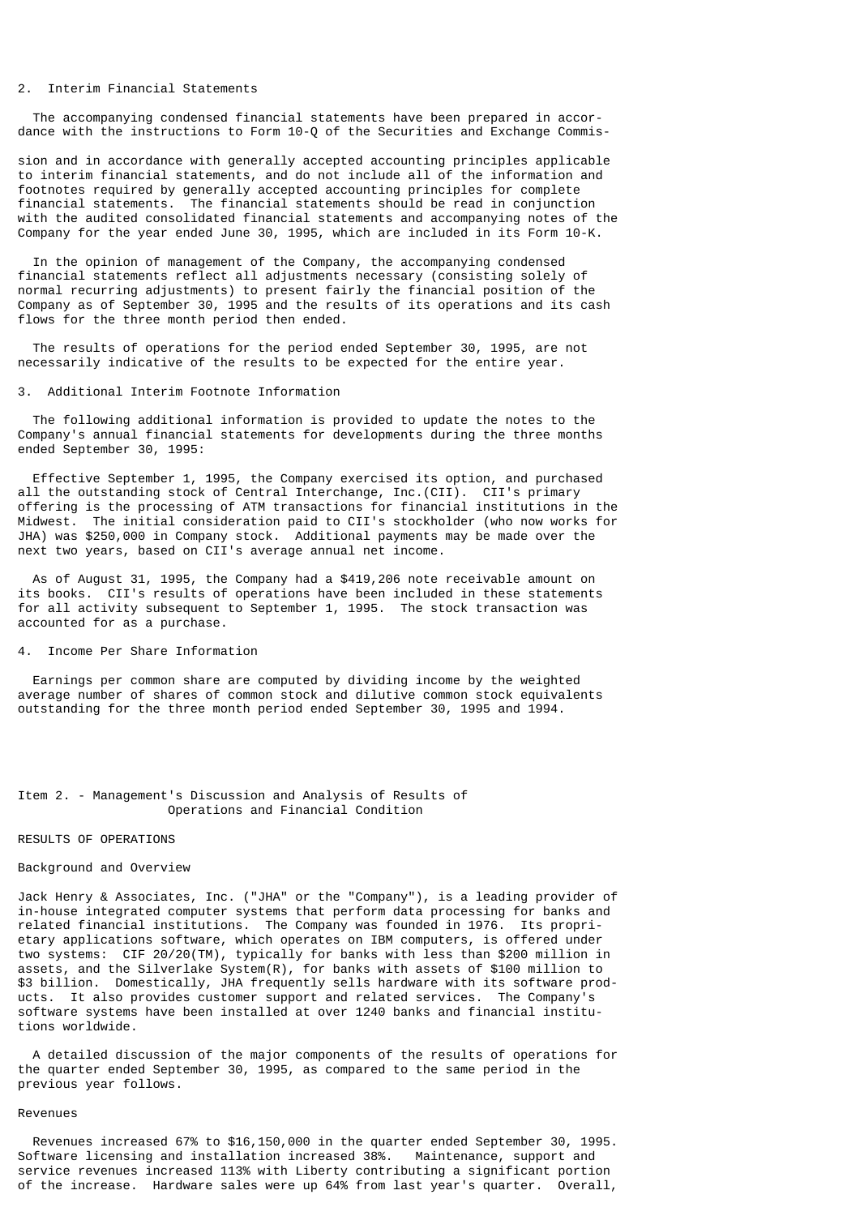## 2. Interim Financial Statements

The accompanying condensed financial statements have been prepared in accordance with the instructions to Form 10-Q of the Securities and Exchange Commission and in accordance with generally accepted accounting principles applicable to interim financial statements, and do not include all of the information and footnotes required by generally accepted accounting principles for complete financial statements. The financial statements should be read in conjunction with the audited consolidated financial statements and accompanying notes of the Company for the year ended June 30, 1995, which are included in its Form 10-K.

In the opinion of management of the Company, the accompanying condensed financial statements reflect all adjustments necessary (consisting solely of normal recurring adjustments) to present fairly the financial position of the Company as of September 30, 1995 and the results of its operations and its cash flows for the three month period then ended.

The results of operations for the period ended September 30, 1995, are not necessarily indicative of the results to be expected for the entire year.

## 3. Additional Interim Footnote Information

The following additional information is provided to update the notes to the Company's annual financial statements for developments during the three months ended September 30, 1995:

Effective September 1, 1995, the Company exercised its option, and purchased all the outstanding stock of Central Interchange, Inc.(CII). CII's primary offering is the processing of ATM transactions for financial institutions in the Midwest. The initial consideration paid to CII's stockholder (who now works for JHA) was $250,000 in Company stock. Additional payments may be made over the next two years, based on CII's average annual net income.

As of August 31, 1995, the Company had a $419,206 note receivable amount on its books. CII's results of operations have been included in these statements for all activity subsequent to September 1, 1995. The stock transaction was accounted for as a purchase.

## 4. Income Per Share Information

Earnings per common share are computed by dividing income by the weighted average number of shares of common stock and dilutive common stock equivalents outstanding for the three month period ended September 30, 1995 and 1994.

# Item 2. - Management's Discussion and Analysis of Results of Operations and Financial Condition

## RESULTS OF OPERATIONS

### Background and Overview

Jack Henry & Associates, Inc. ("JHA" or the "Company"), is a leading provider of in-house integrated computer systems that perform data processing for banks and related financial institutions. The Company was founded in 1976. Its proprietary applications software, which operates on IBM computers, is offered under two systems: CIF 20/20(TM), typically for banks with less than $200 million in assets, and the Silverlake System(R), for banks with assets of $100 million to $3 billion. Domestically, JHA frequently sells hardware with its software products. It also provides customer support and related services. The Company's software systems have been installed at over 1240 banks and financial institutions worldwide.

A detailed discussion of the major components of the results of operations for the quarter ended September 30, 1995, as compared to the same period in the previous year follows.

### Revenues

Revenues increased 67% to $16,150,000 in the quarter ended September 30, 1995. Software licensing and installation increased 38%. Maintenance, support and service revenues increased 113% with Liberty contributing a significant portion of the increase. Hardware sales were up 64% from last year's quarter. Overall,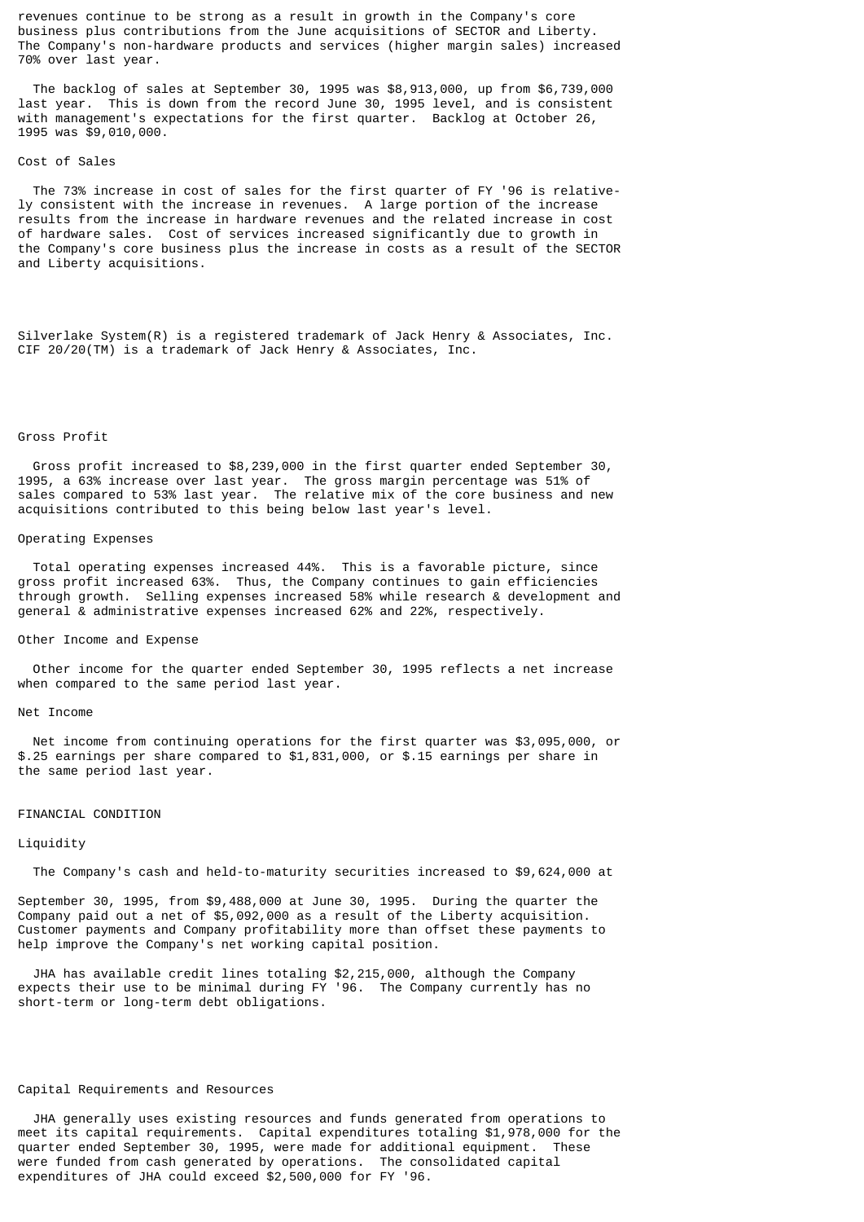revenues continue to be strong as a result in growth in the Company's core business plus contributions from the June acquisitions of SECTOR and Liberty. The Company's non-hardware products and services (higher margin sales) increased 70% over last year.

The backlog of sales at September 30, 1995 was $8,913,000, up from $6,739,000 last year. This is down from the record June 30, 1995 level, and is consistent with management's expectations for the first quarter. Backlog at October 26, 1995 was $9,010,000.

### Cost of Sales

The 73% increase in cost of sales for the first quarter of FY '96 is relatively consistent with the increase in revenues. A large portion of the increase results from the increase in hardware revenues and the related increase in cost of hardware sales. Cost of services increased significantly due to growth in the Company's core business plus the increase in costs as a result of the SECTOR and Liberty acquisitions.

Silverlake System(R) is a registered trademark of Jack Henry & Associates, Inc. CIF 20/20(TM) is a trademark of Jack Henry & Associates, Inc.

### Gross Profit

Gross profit increased to $8,239,000 in the first quarter ended September 30, 1995, a 63% increase over last year. The gross margin percentage was 51% of sales compared to 53% last year. The relative mix of the core business and new acquisitions contributed to this being below last year's level.

### Operating Expenses

Total operating expenses increased 44%. This is a favorable picture, since gross profit increased 63%. Thus, the Company continues to gain efficiencies through growth. Selling expenses increased 58% while research & development and general & administrative expenses increased 62% and 22%, respectively.

### Other Income and Expense

Other income for the quarter ended September 30, 1995 reflects a net increase when compared to the same period last year.

### Net Income

Net income from continuing operations for the first quarter was $3,095,000, or $.25 earnings per share compared to $1,831,000, or $.15 earnings per share in the same period last year.

## FINANCIAL CONDITION

### Liquidity

The Company's cash and held-to-maturity securities increased to $9,624,000 at September 30, 1995, from $9,488,000 at June 30, 1995. During the quarter the Company paid out a net of $5,092,000 as a result of the Liberty acquisition. Customer payments and Company profitability more than offset these payments to help improve the Company's net working capital position.

JHA has available credit lines totaling $2,215,000, although the Company expects their use to be minimal during FY '96. The Company currently has no short-term or long-term debt obligations.

### Capital Requirements and Resources

JHA generally uses existing resources and funds generated from operations to meet its capital requirements. Capital expenditures totaling $1,978,000 for the quarter ended September 30, 1995, were made for additional equipment. These were funded from cash generated by operations. The consolidated capital expenditures of JHA could exceed $2,500,000 for FY '96.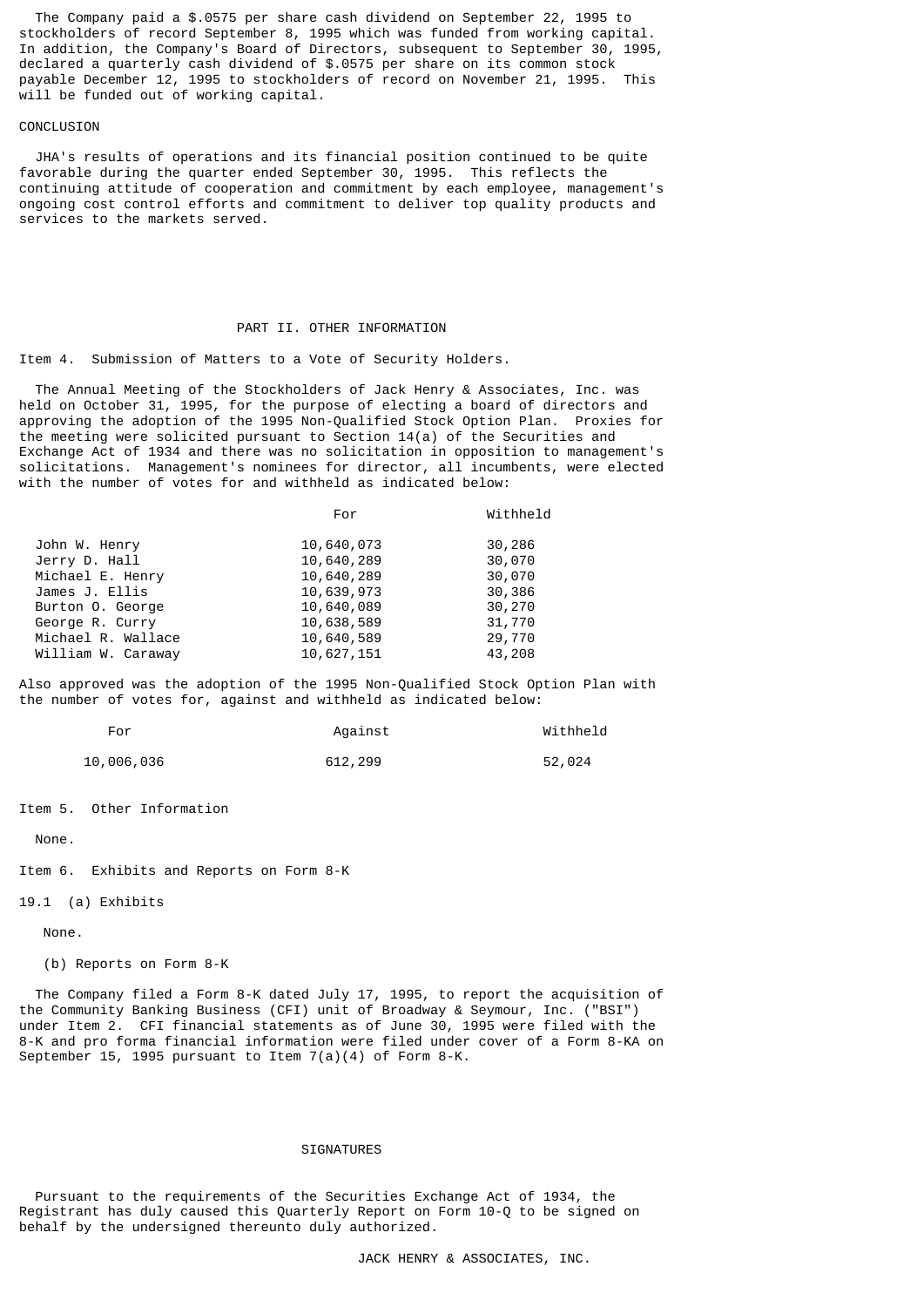The Company paid a $.0575 per share cash dividend on September 22, 1995 to stockholders of record September 8, 1995 which was funded from working capital. In addition, the Company's Board of Directors, subsequent to September 30, 1995, declared a quarterly cash dividend of $.0575 per share on its common stock payable December 12, 1995 to stockholders of record on November 21, 1995. This will be funded out of working capital.

CONCLUSION

JHA's results of operations and its financial position continued to be quite favorable during the quarter ended September 30, 1995. This reflects the continuing attitude of cooperation and commitment by each employee, management's ongoing cost control efforts and commitment to deliver top quality products and services to the markets served.

## PART II. OTHER INFORMATION

Item 4. Submission of Matters to a Vote of Security Holders.

The Annual Meeting of the Stockholders of Jack Henry & Associates, Inc. was held on October 31, 1995, for the purpose of electing a board of directors and approving the adoption of the 1995 Non-Qualified Stock Option Plan. Proxies for the meeting were solicited pursuant to Section 14(a) of the Securities and Exchange Act of 1934 and there was no solicitation in opposition to management's solicitations. Management's nominees for director, all incumbents, were elected with the number of votes for and withheld as indicated below:

| | For | Withheld |
|---|---|---|
| John W. Henry | 10,640,073 | 30,286 |
| Jerry D. Hall | 10,640,289 | 30,070 |
| Michael E. Henry | 10,640,289 | 30,070 |
| James J. Ellis | 10,639,973 | 30,386 |
| Burton O. George | 10,640,089 | 30,270 |
| George R. Curry | 10,638,589 | 31,770 |
| Michael R. Wallace | 10,640,589 | 29,770 |
| William W. Caraway | 10,627,151 | 43,208 |

Also approved was the adoption of the 1995 Non-Qualified Stock Option Plan with the number of votes for, against and withheld as indicated below:

| For | Against | Withheld |
|---|---|---|
| 10,006,036 | 612,299 | 52,024 |

Item 5. Other Information

None.

Item 6. Exhibits and Reports on Form 8-K

19.1 (a) Exhibits

None.

(b) Reports on Form 8-K

The Company filed a Form 8-K dated July 17, 1995, to report the acquisition of the Community Banking Business (CFI) unit of Broadway & Seymour, Inc. ("BSI") under Item 2. CFI financial statements as of June 30, 1995 were filed with the 8-K and pro forma financial information were filed under cover of a Form 8-KA on September 15, 1995 pursuant to Item 7(a)(4) of Form 8-K.

## SIGNATURES

Pursuant to the requirements of the Securities Exchange Act of 1934, the Registrant has duly caused this Quarterly Report on Form 10-Q to be signed on behalf by the undersigned thereunto duly authorized.

JACK HENRY & ASSOCIATES, INC.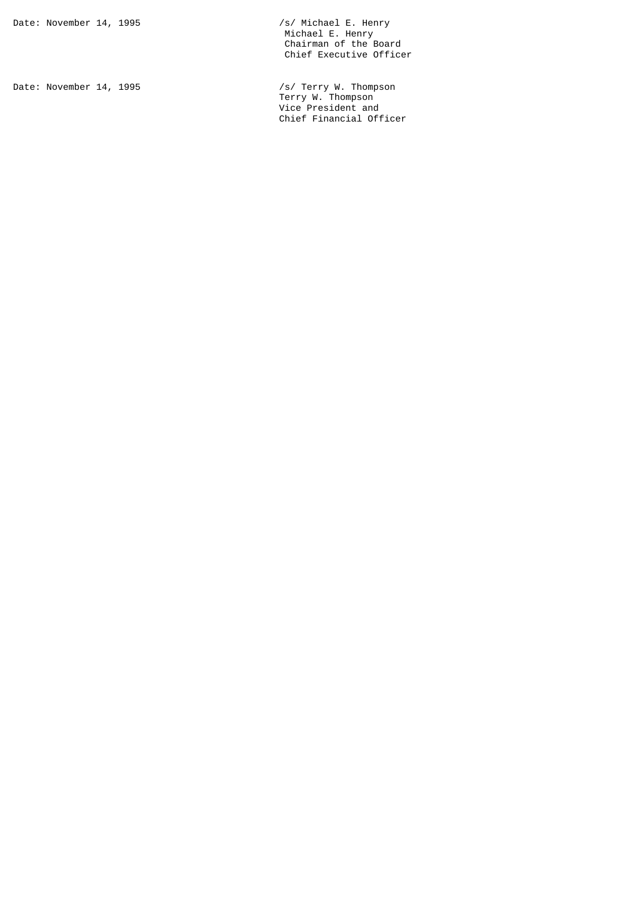Date: November 14, 1995

/s/ Michael E. Henry
Michael E. Henry
Chairman of the Board
Chief Executive Officer

Date: November 14, 1995

/s/ Terry W. Thompson
Terry W. Thompson
Vice President and
Chief Financial Officer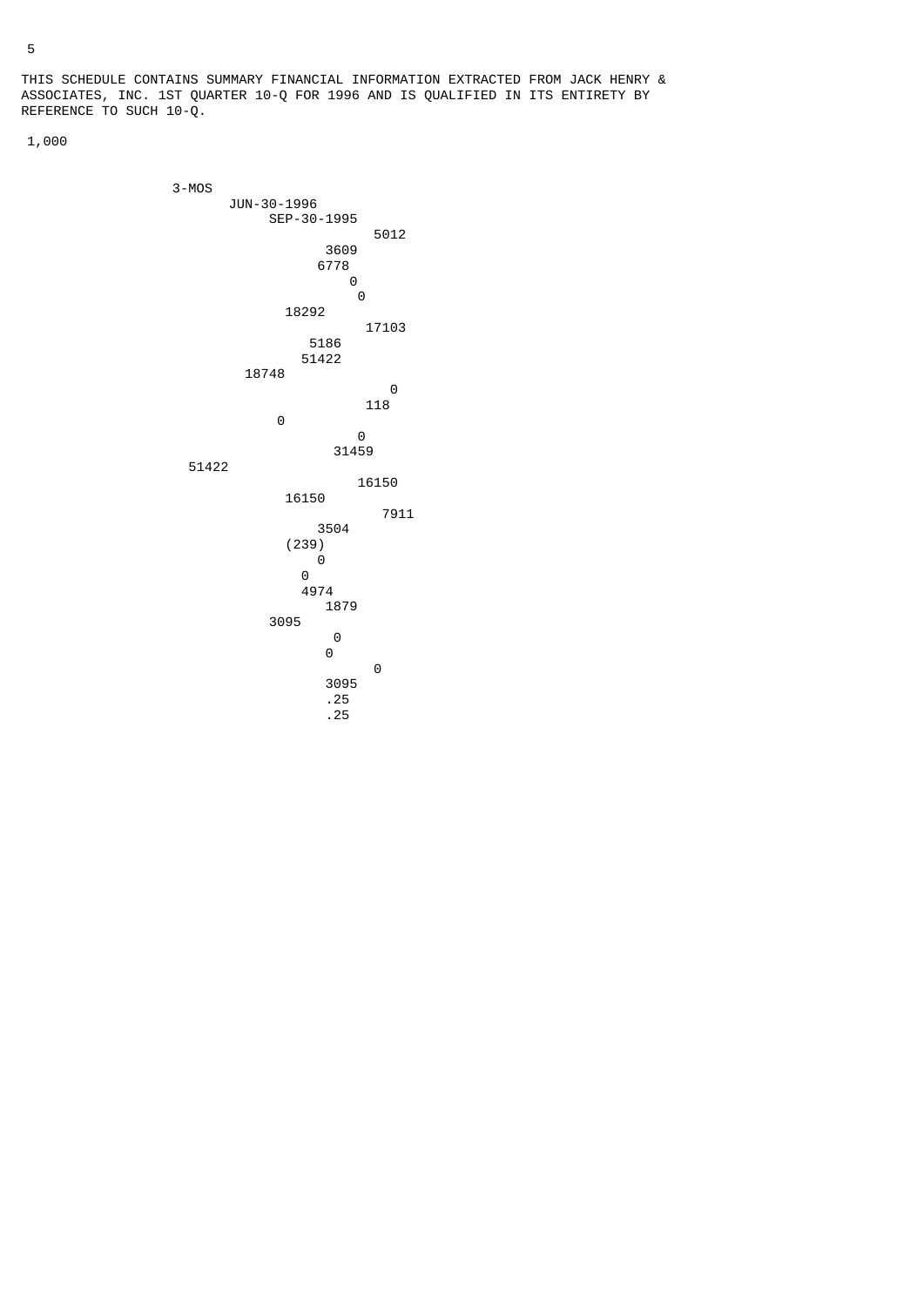5

THIS SCHEDULE CONTAINS SUMMARY FINANCIAL INFORMATION EXTRACTED FROM JACK HENRY & ASSOCIATES, INC. 1ST QUARTER 10-Q FOR 1996 AND IS QUALIFIED IN ITS ENTIRETY BY REFERENCE TO SUCH 10-Q.

1,000

```
                   3-MOS
                          JUN-30-1996
                               SEP-30-1995
                                            5012
                                       3609
                                      6778
                                         0
                                          0
                                 18292
                                         17103
                                   5186
                                   51422
                            18748
                                             0
                                           118
                                0
                                          0
                                       31459
                     51422
                                          16150
                                 16150
                                             7911
                                      3504
                                 (239)
                                      0
                                    0
                                   4974
                                      1879
                               3095
                                        0
                                       0
                                           0
                                      3095
                                       .25
                                       .25
```